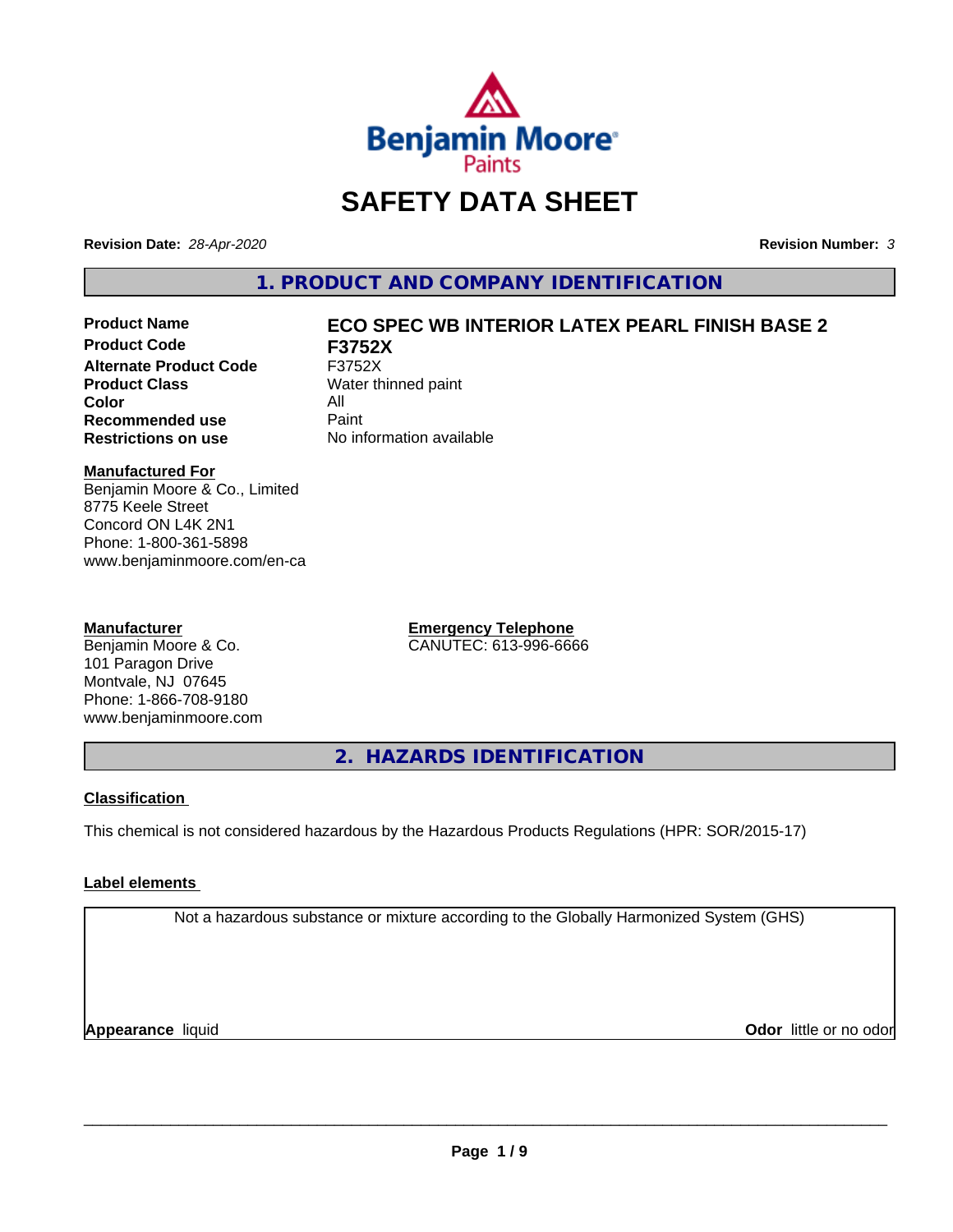# SAFETY DATA SHEET

**Revision Date:** *28-Apr-2020*

**Revision Number:** *3*

## 1. PRODUCT AND COMPANY IDENTIFICATION

| | |
|---|---|
| **Product Name** | **ECO SPEC WB INTERIOR LATEX PEARL FINISH BASE 2** |
| **Product Code** | **F3752X** |
| **Alternate Product Code** | F3752X |
| **Product Class** | Water thinned paint |
| **Color** | All |
| **Recommended use** | Paint |
| **Restrictions on use** | No information available |

**Manufactured For**
Benjamin Moore & Co., Limited
8775 Keele Street
Concord ON L4K 2N1
Phone: 1-800-361-5898
www.benjaminmoore.com/en-ca

**Manufacturer**
Benjamin Moore & Co.
101 Paragon Drive
Montvale, NJ 07645
Phone: 1-866-708-9180
www.benjaminmoore.com

**Emergency Telephone**
CANUTEC: 613-996-6666

## 2. HAZARDS IDENTIFICATION

**Classification**

This chemical is not considered hazardous by the Hazardous Products Regulations (HPR: SOR/2015-17)

**Label elements**

Not a hazardous substance or mixture according to the Globally Harmonized System (GHS)

**Appearance** liquid

**Odor** little or no odor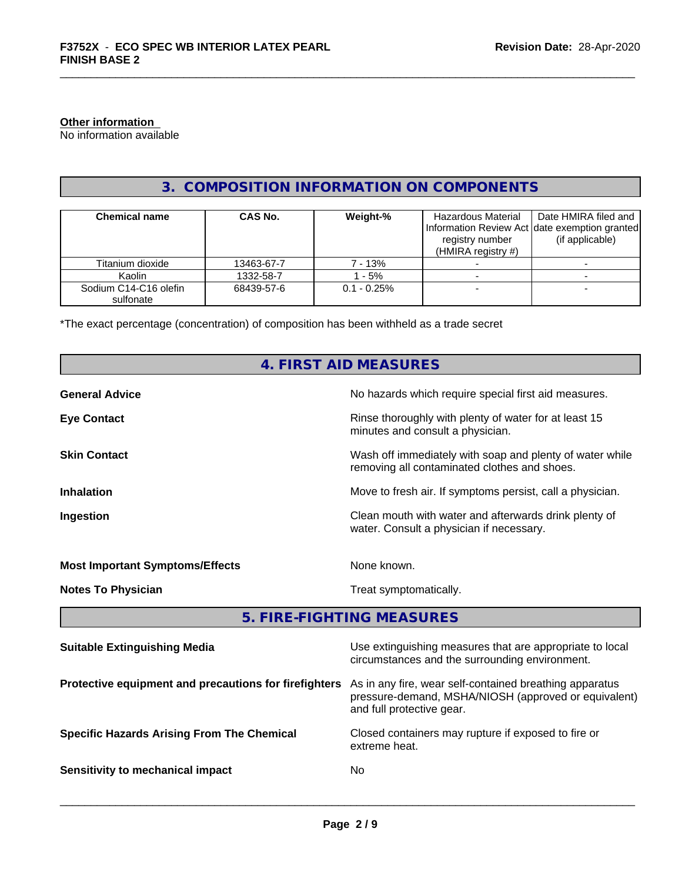**Other information**
No information available

## 3. COMPOSITION INFORMATION ON COMPONENTS

| Chemical name | CAS No. | Weight-% | Hazardous Material Information Review Act registry number (HMIRA registry #) | Date HMIRA filed and date exemption granted (if applicable) |
|---|---|---|---|---|
| Titanium dioxide | 13463-67-7 | 7 - 13% | - | - |
| Kaolin | 1332-58-7 | 1 - 5% | - | - |
| Sodium C14-C16 olefin sulfonate | 68439-57-6 | 0.1 - 0.25% | - | - |

*The exact percentage (concentration) of composition has been withheld as a trade secret

## 4. FIRST AID MEASURES

**General Advice** No hazards which require special first aid measures.

**Eye Contact** Rinse thoroughly with plenty of water for at least 15 minutes and consult a physician.

**Skin Contact** Wash off immediately with soap and plenty of water while removing all contaminated clothes and shoes.

**Inhalation** Move to fresh air. If symptoms persist, call a physician.

**Ingestion** Clean mouth with water and afterwards drink plenty of water. Consult a physician if necessary.

**Most Important Symptoms/Effects** None known.

**Notes To Physician** Treat symptomatically.

## 5. FIRE-FIGHTING MEASURES

**Suitable Extinguishing Media** Use extinguishing measures that are appropriate to local circumstances and the surrounding environment.

**Protective equipment and precautions for firefighters** As in any fire, wear self-contained breathing apparatus pressure-demand, MSHA/NIOSH (approved or equivalent) and full protective gear.

**Specific Hazards Arising From The Chemical** Closed containers may rupture if exposed to fire or extreme heat.

**Sensitivity to mechanical impact** No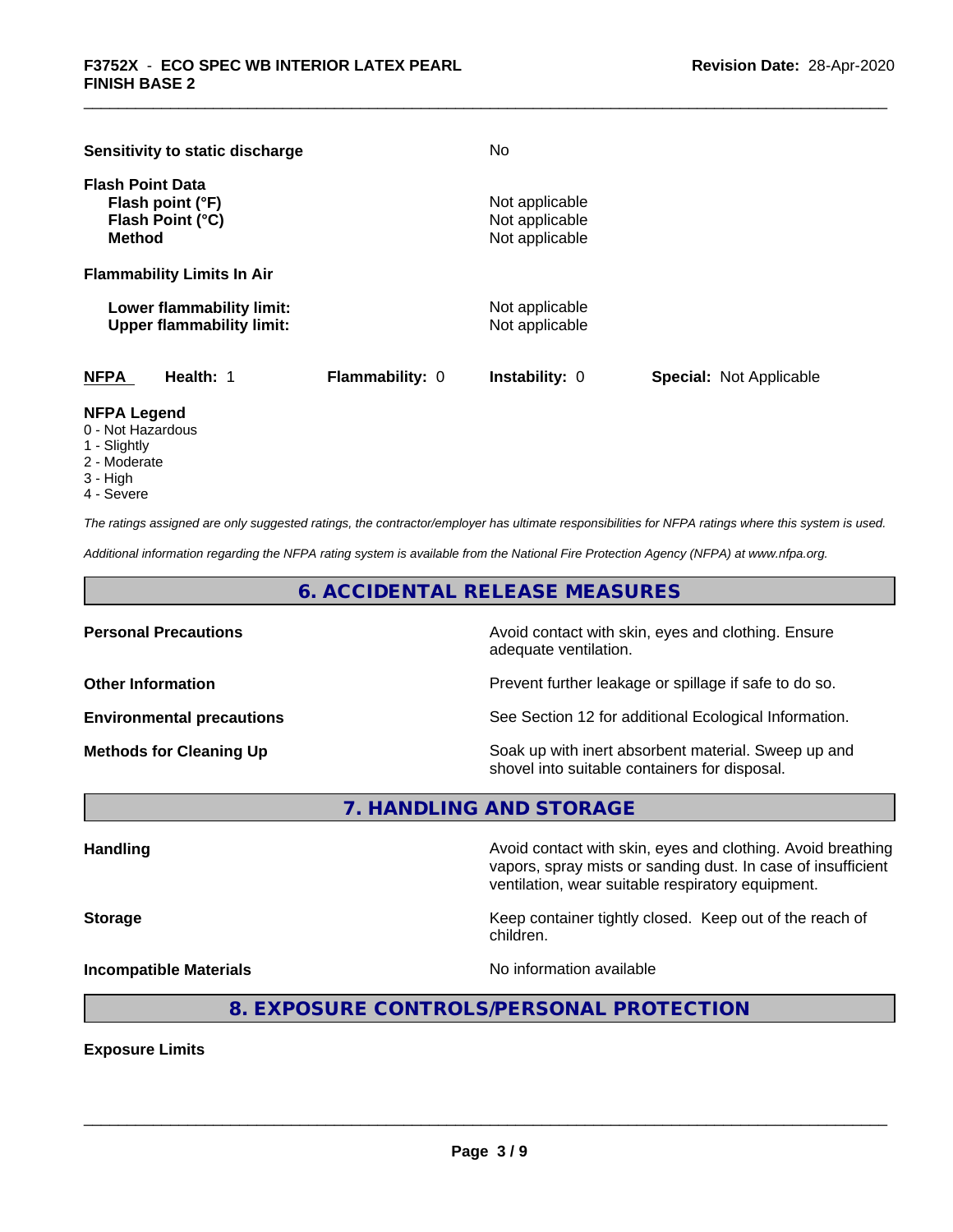| | |
|---|---|
| **Sensitivity to static discharge** | No |
| **Flash Point Data** | |
| **Flash point (°F)** | Not applicable |
| **Flash Point (°C)** | Not applicable |
| **Method** | Not applicable |
| **Flammability Limits In Air** | |
| **Lower flammability limit:** | Not applicable |
| **Upper flammability limit:** | Not applicable |

| **NFPA** | **Health:** 1 | **Flammability:** 0 | **Instability:** 0 | **Special:** Not Applicable |
|---|---|---|---|---|

**NFPA Legend**
- 0 - Not Hazardous
- 1 - Slightly
- 2 - Moderate
- 3 - High
- 4 - Severe

*The ratings assigned are only suggested ratings, the contractor/employer has ultimate responsibilities for NFPA ratings where this system is used.*

*Additional information regarding the NFPA rating system is available from the National Fire Protection Agency (NFPA) at www.nfpa.org.*

## 6. ACCIDENTAL RELEASE MEASURES

| | |
|---|---|
| **Personal Precautions** | Avoid contact with skin, eyes and clothing. Ensure adequate ventilation. |
| **Other Information** | Prevent further leakage or spillage if safe to do so. |
| **Environmental precautions** | See Section 12 for additional Ecological Information. |
| **Methods for Cleaning Up** | Soak up with inert absorbent material. Sweep up and shovel into suitable containers for disposal. |

## 7. HANDLING AND STORAGE

| | |
|---|---|
| **Handling** | Avoid contact with skin, eyes and clothing. Avoid breathing vapors, spray mists or sanding dust. In case of insufficient ventilation, wear suitable respiratory equipment. |
| **Storage** | Keep container tightly closed. Keep out of the reach of children. |
| **Incompatible Materials** | No information available |

## 8. EXPOSURE CONTROLS/PERSONAL PROTECTION

**Exposure Limits**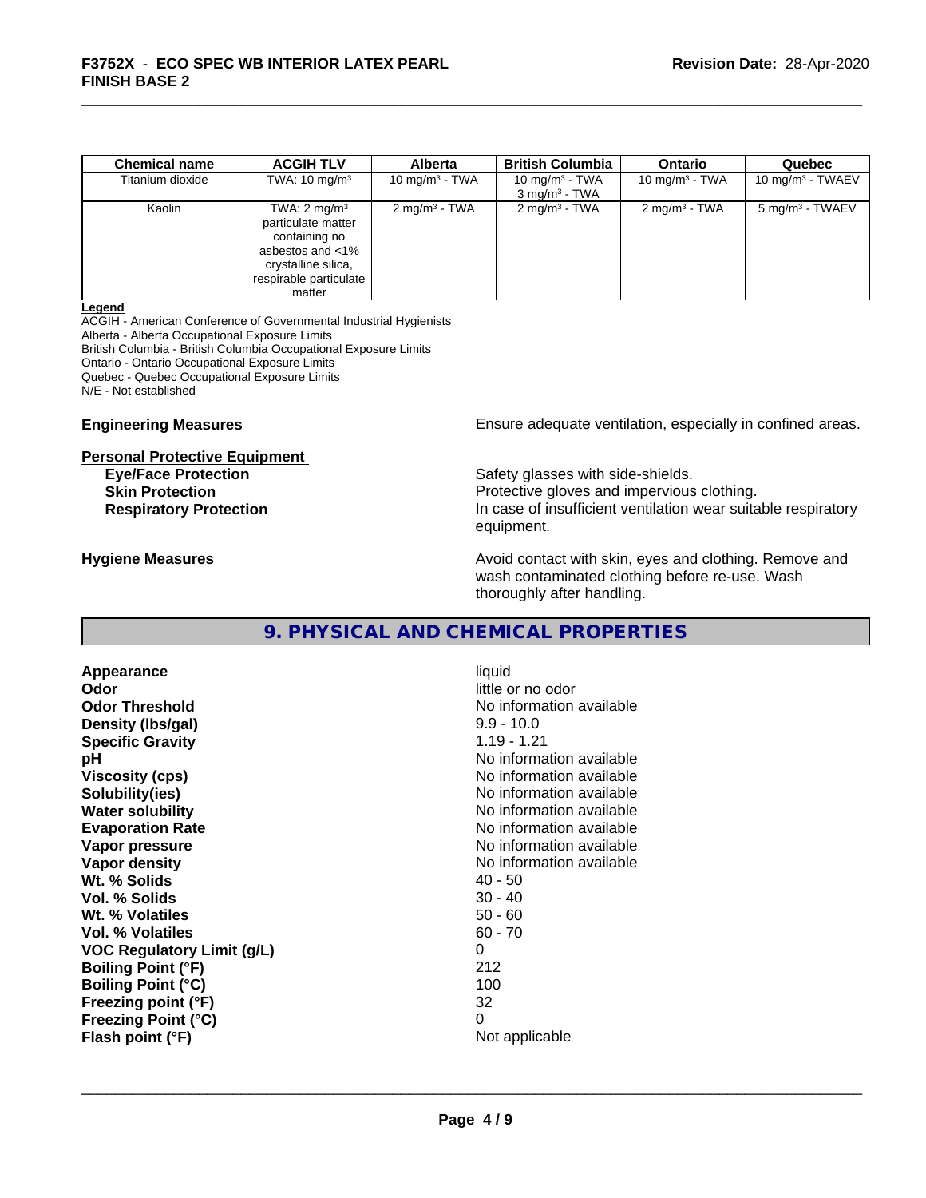| Chemical name | ACGIH TLV | Alberta | British Columbia | Ontario | Quebec |
|---|---|---|---|---|---|
| Titanium dioxide | TWA: 10 mg/m³ | 10 mg/m³ - TWA | 10 mg/m³ - TWA<br>3 mg/m³ - TWA | 10 mg/m³ - TWA | 10 mg/m³ - TWAEV |
| Kaolin | TWA: 2 mg/m³ particulate matter containing no asbestos and <1% crystalline silica, respirable particulate matter | 2 mg/m³ - TWA | 2 mg/m³ - TWA | 2 mg/m³ - TWA | 5 mg/m³ - TWAEV |

**Legend**

ACGIH - American Conference of Governmental Industrial Hygienists
Alberta - Alberta Occupational Exposure Limits
British Columbia - British Columbia Occupational Exposure Limits
Ontario - Ontario Occupational Exposure Limits
Quebec - Quebec Occupational Exposure Limits
N/E - Not established

**Engineering Measures** Ensure adequate ventilation, especially in confined areas.

**Personal Protective Equipment**

**Eye/Face Protection** Safety glasses with side-shields.

**Skin Protection** Protective gloves and impervious clothing.

**Respiratory Protection** In case of insufficient ventilation wear suitable respiratory equipment.

**Hygiene Measures** Avoid contact with skin, eyes and clothing. Remove and wash contaminated clothing before re-use. Wash thoroughly after handling.

## 9. PHYSICAL AND CHEMICAL PROPERTIES

**Appearance** liquid
**Odor** little or no odor
**Odor Threshold** No information available
**Density (lbs/gal)** 9.9 - 10.0
**Specific Gravity** 1.19 - 1.21
**pH** No information available
**Viscosity (cps)** No information available
**Solubility(ies)** No information available
**Water solubility** No information available
**Evaporation Rate** No information available
**Vapor pressure** No information available
**Vapor density** No information available
**Wt. % Solids** 40 - 50
**Vol. % Solids** 30 - 40
**Wt. % Volatiles** 50 - 60
**Vol. % Volatiles** 60 - 70
**VOC Regulatory Limit (g/L)** 0
**Boiling Point (°F)** 212
**Boiling Point (°C)** 100
**Freezing point (°F)** 32
**Freezing Point (°C)** 0
**Flash point (°F)** Not applicable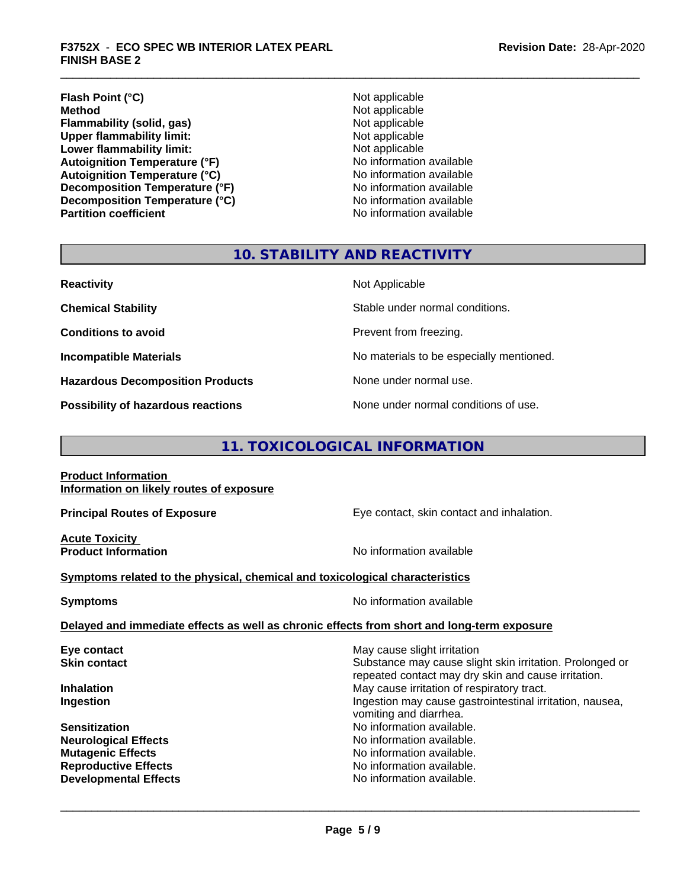| | |
|---|---|
| **Flash Point (°C)** | Not applicable |
| **Method** | Not applicable |
| **Flammability (solid, gas)** | Not applicable |
| **Upper flammability limit:** | Not applicable |
| **Lower flammability limit:** | Not applicable |
| **Autoignition Temperature (°F)** | No information available |
| **Autoignition Temperature (°C)** | No information available |
| **Decomposition Temperature (°F)** | No information available |
| **Decomposition Temperature (°C)** | No information available |
| **Partition coefficient** | No information available |

## 10. STABILITY AND REACTIVITY

| | |
|---|---|
| **Reactivity** | Not Applicable |
| **Chemical Stability** | Stable under normal conditions. |
| **Conditions to avoid** | Prevent from freezing. |
| **Incompatible Materials** | No materials to be especially mentioned. |
| **Hazardous Decomposition Products** | None under normal use. |
| **Possibility of hazardous reactions** | None under normal conditions of use. |

## 11. TOXICOLOGICAL INFORMATION

**Product Information**
**Information on likely routes of exposure**

**Principal Routes of Exposure** — Eye contact, skin contact and inhalation.

**Acute Toxicity**
**Product Information** — No information available

**Symptoms related to the physical, chemical and toxicological characteristics**

**Symptoms** — No information available

**Delayed and immediate effects as well as chronic effects from short and long-term exposure**

| | |
|---|---|
| **Eye contact** | May cause slight irritation |
| **Skin contact** | Substance may cause slight skin irritation. Prolonged or repeated contact may dry skin and cause irritation. |
| **Inhalation** | May cause irritation of respiratory tract. |
| **Ingestion** | Ingestion may cause gastrointestinal irritation, nausea, vomiting and diarrhea. |
| **Sensitization** | No information available. |
| **Neurological Effects** | No information available. |
| **Mutagenic Effects** | No information available. |
| **Reproductive Effects** | No information available. |
| **Developmental Effects** | No information available. |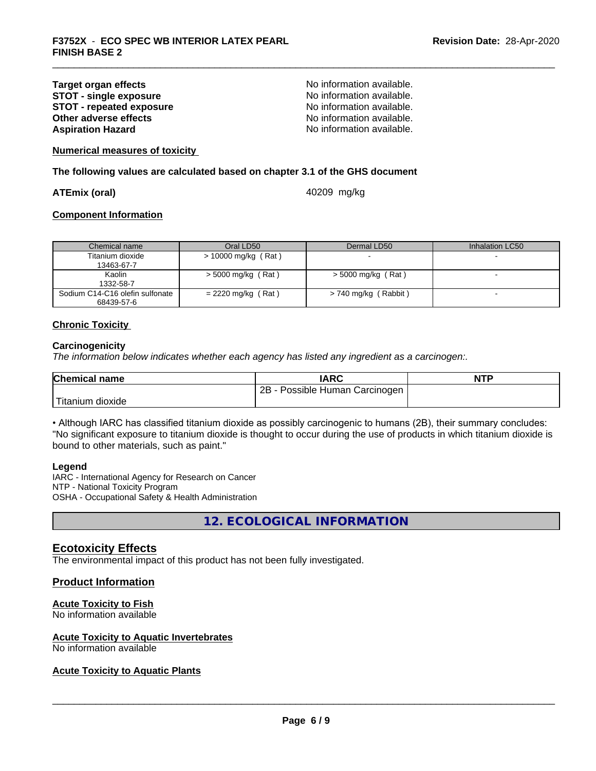| | |
|---|---|
| **Target organ effects** | No information available. |
| **STOT - single exposure** | No information available. |
| **STOT - repeated exposure** | No information available. |
| **Other adverse effects** | No information available. |
| **Aspiration Hazard** | No information available. |

**Numerical measures of toxicity**

**The following values are calculated based on chapter 3.1 of the GHS document**

**ATEmix (oral)** 40209 mg/kg

**Component Information**

| Chemical name | Oral LD50 | Dermal LD50 | Inhalation LC50 |
|---|---|---|---|
| Titanium dioxide<br>13463-67-7 | > 10000 mg/kg ( Rat ) | - | - |
| Kaolin<br>1332-58-7 | > 5000 mg/kg ( Rat ) | > 5000 mg/kg ( Rat ) | - |
| Sodium C14-C16 olefin sulfonate<br>68439-57-6 | = 2220 mg/kg ( Rat ) | > 740 mg/kg ( Rabbit ) | - |

**Chronic Toxicity**

**Carcinogenicity**

*The information below indicates whether each agency has listed any ingredient as a carcinogen:.*

| Chemical name | IARC | NTP |
|---|---|---|
| Titanium dioxide | 2B - Possible Human Carcinogen | |

• Although IARC has classified titanium dioxide as possibly carcinogenic to humans (2B), their summary concludes: "No significant exposure to titanium dioxide is thought to occur during the use of products in which titanium dioxide is bound to other materials, such as paint."

**Legend**

IARC - International Agency for Research on Cancer
NTP - National Toxicity Program
OSHA - Occupational Safety & Health Administration

## 12. ECOLOGICAL INFORMATION

## Ecotoxicity Effects

The environmental impact of this product has not been fully investigated.

### Product Information

**Acute Toxicity to Fish**
No information available

**Acute Toxicity to Aquatic Invertebrates**
No information available

**Acute Toxicity to Aquatic Plants**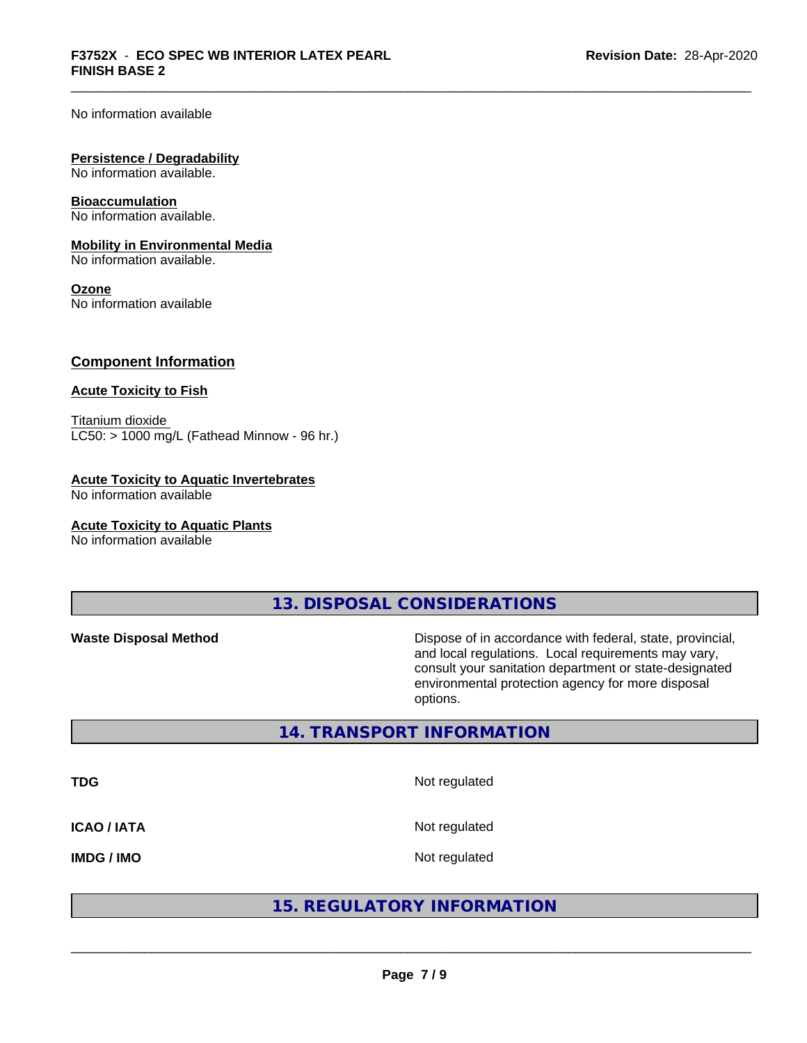No information available

**Persistence / Degradability**
No information available.

**Bioaccumulation**
No information available.

**Mobility in Environmental Media**
No information available.

**Ozone**
No information available

### Component Information

**Acute Toxicity to Fish**

Titanium dioxide
LC50: > 1000 mg/L (Fathead Minnow - 96 hr.)

**Acute Toxicity to Aquatic Invertebrates**
No information available

**Acute Toxicity to Aquatic Plants**
No information available

## 13. DISPOSAL CONSIDERATIONS

| | |
|---|---|
| **Waste Disposal Method** | Dispose of in accordance with federal, state, provincial, and local regulations. Local requirements may vary, consult your sanitation department or state-designated environmental protection agency for more disposal options. |

## 14. TRANSPORT INFORMATION

| | |
|---|---|
| **TDG** | Not regulated |
| **ICAO / IATA** | Not regulated |
| **IMDG / IMO** | Not regulated |

## 15. REGULATORY INFORMATION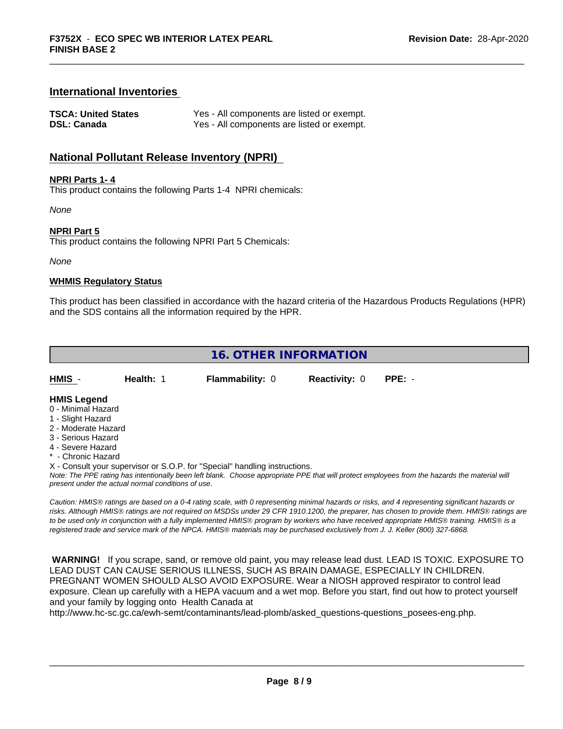## International Inventories

| | |
|---|---|
| **TSCA: United States** | Yes - All components are listed or exempt. |
| **DSL: Canada** | Yes - All components are listed or exempt. |

## National Pollutant Release Inventory (NPRI)

**NPRI Parts 1- 4**

This product contains the following Parts 1-4 NPRI chemicals:

*None*

**NPRI Part 5**

This product contains the following NPRI Part 5 Chemicals:

*None*

**WHMIS Regulatory Status**

This product has been classified in accordance with the hazard criteria of the Hazardous Products Regulations (HPR) and the SDS contains all the information required by the HPR.

## 16. OTHER INFORMATION

| HMIS - | Health: 1 | Flammability: 0 | Reactivity: 0 | PPE: - |
|---|---|---|---|---|

**HMIS Legend**

0 - Minimal Hazard
1 - Slight Hazard
2 - Moderate Hazard
3 - Serious Hazard
4 - Severe Hazard
* - Chronic Hazard
X - Consult your supervisor or S.O.P. for "Special" handling instructions.

*Note: The PPE rating has intentionally been left blank. Choose appropriate PPE that will protect employees from the hazards the material will present under the actual normal conditions of use.*

*Caution: HMIS® ratings are based on a 0-4 rating scale, with 0 representing minimal hazards or risks, and 4 representing significant hazards or risks. Although HMIS® ratings are not required on MSDSs under 29 CFR 1910.1200, the preparer, has chosen to provide them. HMIS® ratings are to be used only in conjunction with a fully implemented HMIS® program by workers who have received appropriate HMIS® training. HMIS® is a registered trade and service mark of the NPCA. HMIS® materials may be purchased exclusively from J. J. Keller (800) 327-6868.*

**WARNING!** If you scrape, sand, or remove old paint, you may release lead dust. LEAD IS TOXIC. EXPOSURE TO LEAD DUST CAN CAUSE SERIOUS ILLNESS, SUCH AS BRAIN DAMAGE, ESPECIALLY IN CHILDREN. PREGNANT WOMEN SHOULD ALSO AVOID EXPOSURE. Wear a NIOSH approved respirator to control lead exposure. Clean up carefully with a HEPA vacuum and a wet mop. Before you start, find out how to protect yourself and your family by logging onto Health Canada at http://www.hc-sc.gc.ca/ewh-semt/contaminants/lead-plomb/asked_questions-questions_posees-eng.php.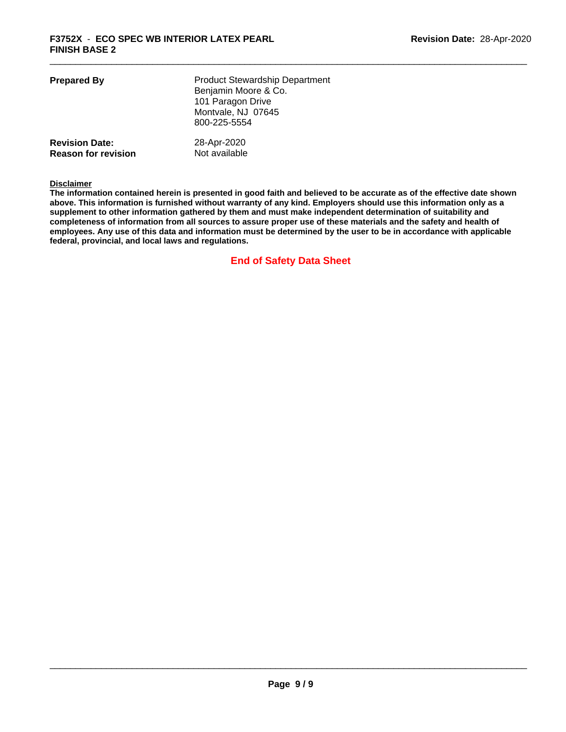| | |
| --- | --- |
| **Prepared By** | Product Stewardship Department<br>Benjamin Moore & Co.<br>101 Paragon Drive<br>Montvale, NJ 07645<br>800-225-5554 |
| **Revision Date:** | 28-Apr-2020 |
| **Reason for revision** | Not available |

**Disclaimer**

**The information contained herein is presented in good faith and believed to be accurate as of the effective date shown above. This information is furnished without warranty of any kind. Employers should use this information only as a supplement to other information gathered by them and must make independent determination of suitability and completeness of information from all sources to assure proper use of these materials and the safety and health of employees. Any use of this data and information must be determined by the user to be in accordance with applicable federal, provincial, and local laws and regulations.**

**End of Safety Data Sheet**